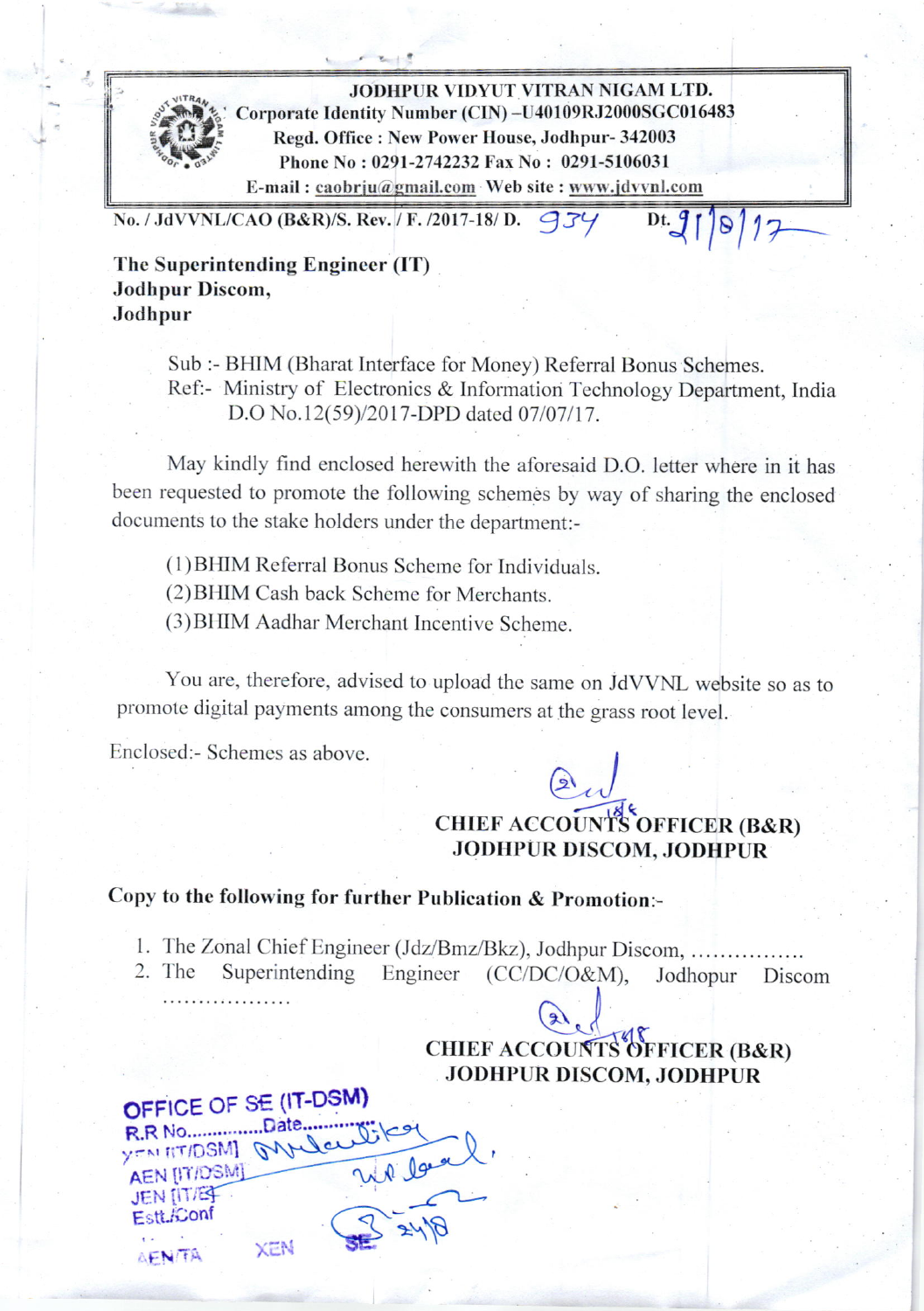**JODHPUR VIDYUT VITRAN NIGAM LTD.**
**Corporate Identity Number (CIN) –U40109RJ2000SGC016483**
**Regd. Office : New Power House, Jodhpur- 342003**
**Phone No : 0291-2742232 Fax No : 0291-5106031**
**E-mail : caobrju@gmail.com Web site : www.jdvvnl.com**

**No. / JdVVNL/CAO (B&R)/S. Rev. / F. /2017-18/ D.** 934 **Dt.** 21/8/17

**The Superintending Engineer (IT)**
**Jodhpur Discom,**
**Jodhpur**

Sub :- BHIM (Bharat Interface for Money) Referral Bonus Schemes.
Ref:- Ministry of Electronics & Information Technology Department, India D.O No.12(59)/2017-DPD dated 07/07/17.

May kindly find enclosed herewith the aforesaid D.O. letter where in it has been requested to promote the following schemes by way of sharing the enclosed documents to the stake holders under the department:-

(1) BHIM Referral Bonus Scheme for Individuals.
(2) BHIM Cash back Scheme for Merchants.
(3) BHIM Aadhar Merchant Incentive Scheme.

You are, therefore, advised to upload the same on JdVVNL website so as to promote digital payments among the consumers at the grass root level.

Enclosed:- Schemes as above.

**CHIEF ACCOUNTS OFFICER (B&R)**
**JODHPUR DISCOM, JODHPUR**

**Copy to the following for further Publication & Promotion:-**

1. The Zonal Chief Engineer (Jdz/Bmz/Bkz), Jodhpur Discom, ...............
2. The Superintending Engineer (CC/DC/O&M), Jodhopur Discom .................

**CHIEF ACCOUNTS OFFICER (B&R)**
**JODHPUR DISCOM, JODHPUR**

OFFICE OF SE (IT-DSM)
R.R No............Date............
XEN (IT/DSM)
AEN (IT/DSM)
JEN (IT/E)
Estt./Conf
AEN/TA XEN SE 24/8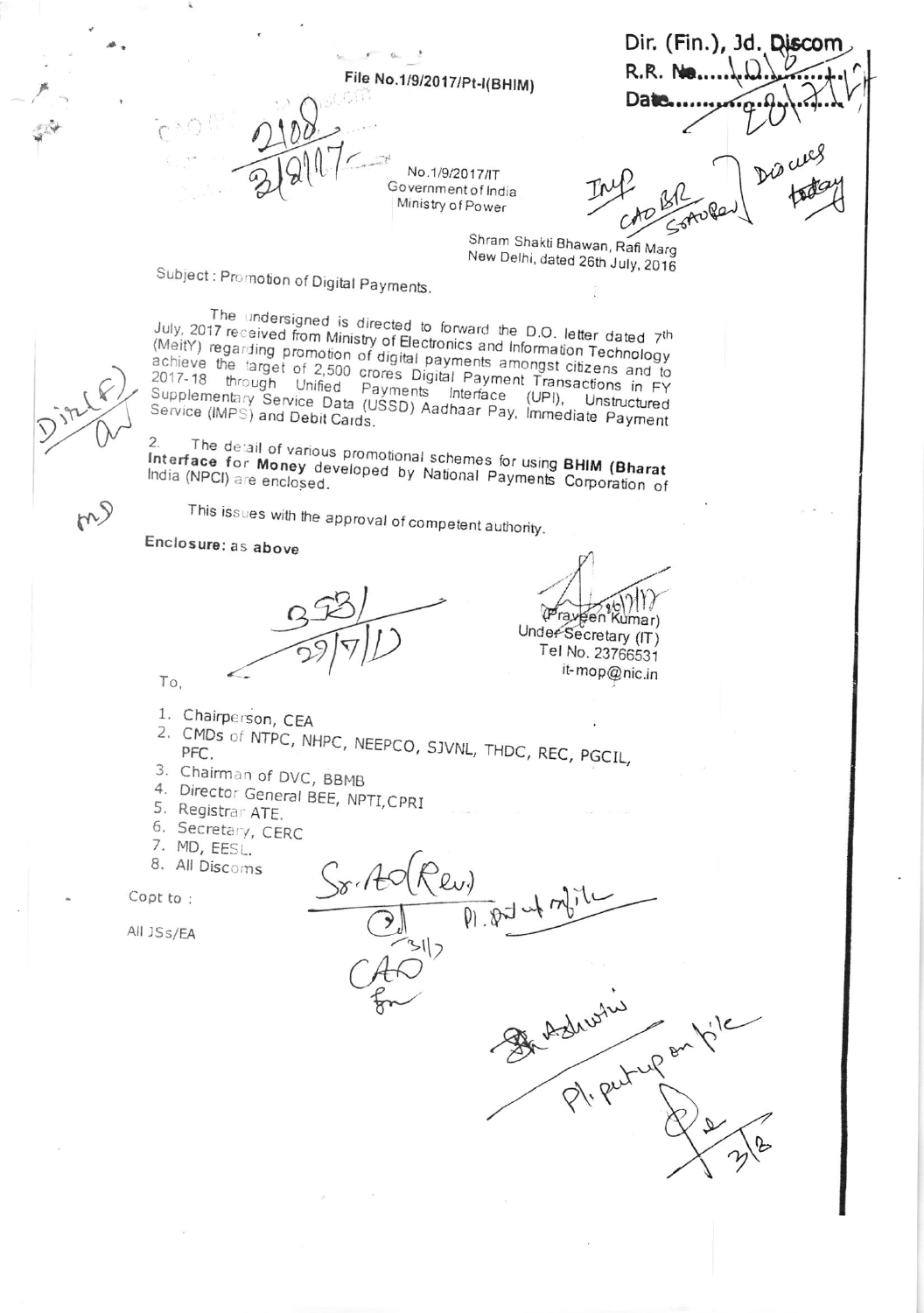File No.1/9/2017/Pt-I(BHIM)

No.1/9/2017/IT
Government of India
Ministry of Power

Shram Shakti Bhawan, Rafi Marg
New Delhi, dated 26th July, 2016

Subject : Promotion of Digital Payments.

The undersigned is directed to forward the D.O. letter dated 7th July, 2017 received from Ministry of Electronics and Information Technology (MeitY) regarding promotion of digital payments amongst citizens and to achieve the target of 2,500 crores Digital Payment Transactions in FY 2017-18 through Unified Payments Interface (UPI), Unstructured Supplementary Service Data (USSD) Aadhaar Pay, Immediate Payment Service (IMPS) and Debit Cards.

2. The detail of various promotional schemes for using **BHIM (Bharat Interface for Money** developed by National Payments Corporation of India (NPCI) are enclosed.

This issues with the approval of competent authority.

**Enclosure: as above**

(Praveen Kumar)
Under Secretary (IT)
Tel No. 23766531
it-mop@nic.in

To,

1. Chairperson, CEA
2. CMDs of NTPC, NHPC, NEEPCO, SJVNL, THDC, REC, PGCIL, PFC.
3. Chairman of DVC, BBMB
4. Director General BEE, NPTI, CPRI
5. Registrar ATE.
6. Secretary, CERC
7. MD, EESL.
8. All Discoms

Copy to :

All JSs/EA